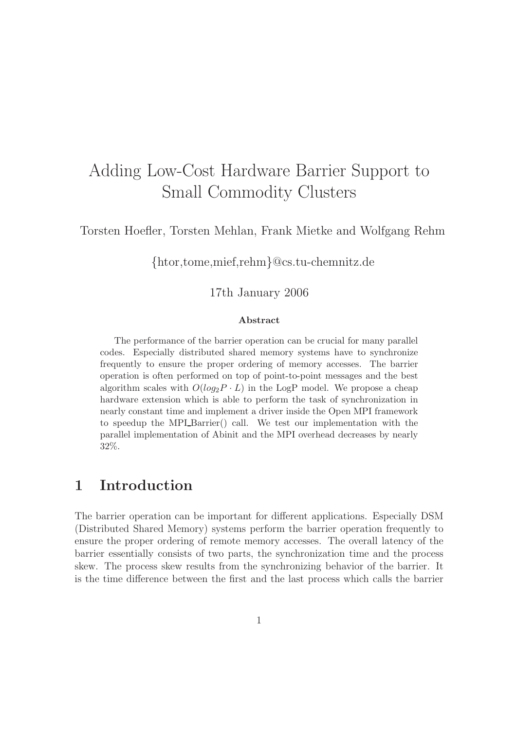# Adding Low-Cost Hardware Barrier Support to Small Commodity Clusters

Torsten Hoefler, Torsten Mehlan, Frank Mietke and Wolfgang Rehm

{htor,tome,mief,rehm}@cs.tu-chemnitz.de

17th January 2006

**Abstract**

The performance of the barrier operation can be crucial for many parallel codes. Especially distributed shared memory systems have to synchronize frequently to ensure the proper ordering of memory accesses. The barrier operation is often performed on top of point-to-point messages and the best algorithm scales with $O(log_2 P \cdot L)$ in the LogP model. We propose a cheap hardware extension which is able to perform the task of synchronization in nearly constant time and implement a driver inside the Open MPI framework to speedup the MPI_Barrier() call. We test our implementation with the parallel implementation of Abinit and the MPI overhead decreases by nearly 32%.

## 1 Introduction

The barrier operation can be important for different applications. Especially DSM (Distributed Shared Memory) systems perform the barrier operation frequently to ensure the proper ordering of remote memory accesses. The overall latency of the barrier essentially consists of two parts, the synchronization time and the process skew. The process skew results from the synchronizing behavior of the barrier. It is the time difference between the first and the last process which calls the barrier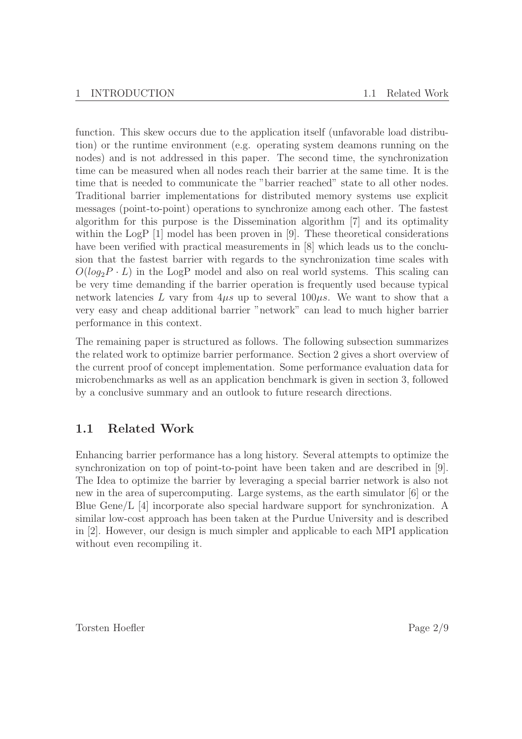function. This skew occurs due to the application itself (unfavorable load distribution) or the runtime environment (e.g. operating system deamons running on the nodes) and is not addressed in this paper. The second time, the synchronization time can be measured when all nodes reach their barrier at the same time. It is the time that is needed to communicate the "barrier reached" state to all other nodes. Traditional barrier implementations for distributed memory systems use explicit messages (point-to-point) operations to synchronize among each other. The fastest algorithm for this purpose is the Dissemination algorithm [7] and its optimality within the LogP [1] model has been proven in [9]. These theoretical considerations have been verified with practical measurements in [8] which leads us to the conclusion that the fastest barrier with regards to the synchronization time scales with $O(log_2 P \cdot L)$ in the LogP model and also on real world systems. This scaling can be very time demanding if the barrier operation is frequently used because typical network latencies $L$ vary from $4\mu s$ up to several $100\mu s$. We want to show that a very easy and cheap additional barrier "network" can lead to much higher barrier performance in this context.

The remaining paper is structured as follows. The following subsection summarizes the related work to optimize barrier performance. Section 2 gives a short overview of the current proof of concept implementation. Some performance evaluation data for microbenchmarks as well as an application benchmark is given in section 3, followed by a conclusive summary and an outlook to future research directions.

## 1.1 Related Work

Enhancing barrier performance has a long history. Several attempts to optimize the synchronization on top of point-to-point have been taken and are described in [9]. The Idea to optimize the barrier by leveraging a special barrier network is also not new in the area of supercomputing. Large systems, as the earth simulator [6] or the Blue Gene/L [4] incorporate also special hardware support for synchronization. A similar low-cost approach has been taken at the Purdue University and is described in [2]. However, our design is much simpler and applicable to each MPI application without even recompiling it.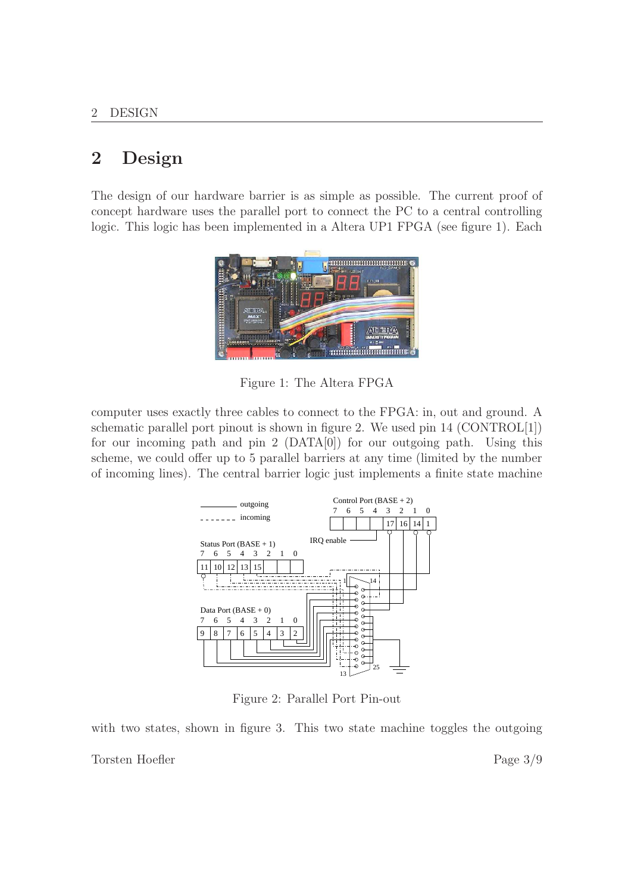## 2 Design

The design of our hardware barrier is as simple as possible. The current proof of concept hardware uses the parallel port to connect the PC to a central controlling logic. This logic has been implemented in a Altera UP1 FPGA (see figure 1). Each

Figure 1: The Altera FPGA

computer uses exactly three cables to connect to the FPGA: in, out and ground. A schematic parallel port pinout is shown in figure 2. We used pin 14 (CONTROL[1]) for our incoming path and pin 2 (DATA[0]) for our outgoing path. Using this scheme, we could offer up to 5 parallel barriers at any time (limited by the number of incoming lines). The central barrier logic just implements a finite state machine

Figure 2: Parallel Port Pin-out

with two states, shown in figure 3. This two state machine toggles the outgoing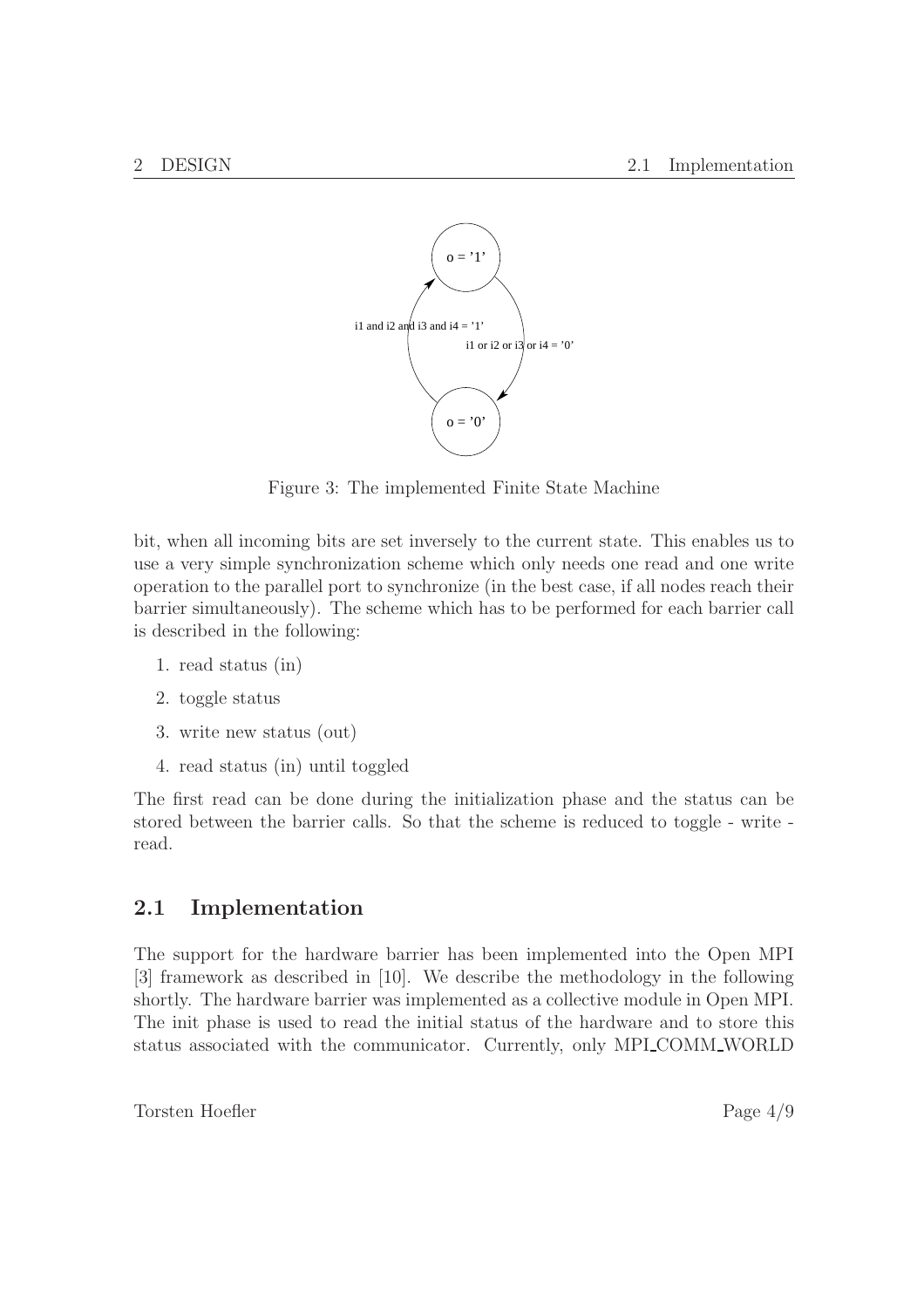Figure 3: The implemented Finite State Machine

bit, when all incoming bits are set inversely to the current state. This enables us to use a very simple synchronization scheme which only needs one read and one write operation to the parallel port to synchronize (in the best case, if all nodes reach their barrier simultaneously). The scheme which has to be performed for each barrier call is described in the following:

1. read status (in)
2. toggle status
3. write new status (out)
4. read status (in) until toggled

The first read can be done during the initialization phase and the status can be stored between the barrier calls. So that the scheme is reduced to toggle - write - read.

## 2.1 Implementation

The support for the hardware barrier has been implemented into the Open MPI [3] framework as described in [10]. We describe the methodology in the following shortly. The hardware barrier was implemented as a collective module in Open MPI. The init phase is used to read the initial status of the hardware and to store this status associated with the communicator. Currently, only MPI_COMM_WORLD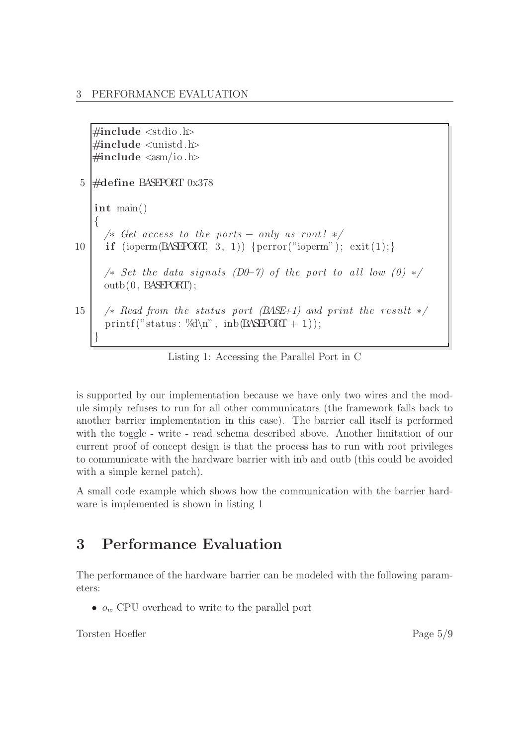```c
#include <stdio.h>
#include <unistd.h>
#include <asm/io.h>

#define BASEPORT 0x378

int main()
{
  /* Get access to the ports - only as root! */
  if (ioperm(BASEPORT, 3, 1)) {perror("ioperm"); exit(1);}

  /* Set the data signals (D0-7) of the port to all low (0) */
  outb(0, BASEPORT);

  /* Read from the status port (BASE+1) and print the result */
  printf("status: %d\n", inb(BASEPORT + 1));
}
```

Listing 1: Accessing the Parallel Port in C

is supported by our implementation because we have only two wires and the module simply refuses to run for all other communicators (the framework falls back to another barrier implementation in this case). The barrier call itself is performed with the toggle - write - read schema described above. Another limitation of our current proof of concept design is that the process has to run with root privileges to communicate with the hardware barrier with inb and outb (this could be avoided with a simple kernel patch).

A small code example which shows how the communication with the barrier hardware is implemented is shown in listing 1

# 3 Performance Evaluation

The performance of the hardware barrier can be modeled with the following parameters:

- $o_w$ CPU overhead to write to the parallel port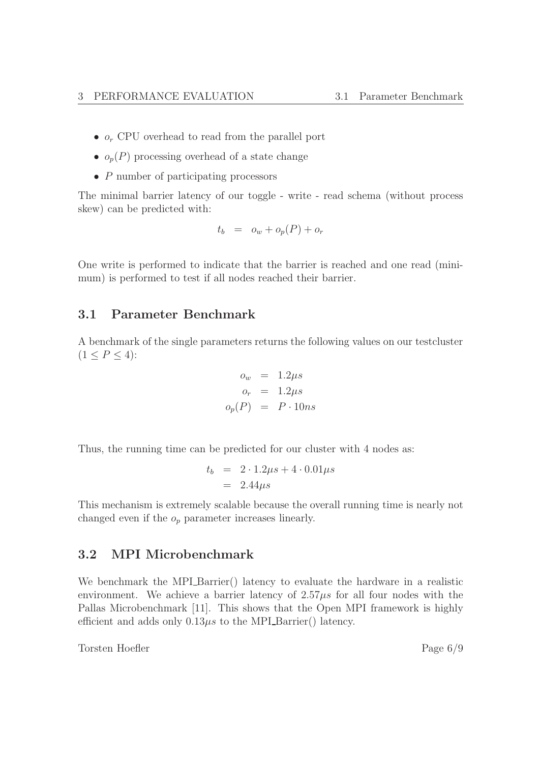- $o_r$ CPU overhead to read from the parallel port
- $o_p(P)$ processing overhead of a state change
- $P$ number of participating processors

The minimal barrier latency of our toggle - write - read schema (without process skew) can be predicted with:

$$t_b = o_w + o_p(P) + o_r$$

One write is performed to indicate that the barrier is reached and one read (minimum) is performed to test if all nodes reached their barrier.

## 3.1 Parameter Benchmark

A benchmark of the single parameters returns the following values on our testcluster ($1 \leq P \leq 4$):

$$\begin{aligned} o_w &= 1.2\mu s \\ o_r &= 1.2\mu s \\ o_p(P) &= P \cdot 10ns \end{aligned}$$

Thus, the running time can be predicted for our cluster with 4 nodes as:

$$\begin{aligned} t_b &= 2 \cdot 1.2\mu s + 4 \cdot 0.01\mu s \\ &= 2.44\mu s \end{aligned}$$

This mechanism is extremely scalable because the overall running time is nearly not changed even if the $o_p$ parameter increases linearly.

## 3.2 MPI Microbenchmark

We benchmark the MPI_Barrier() latency to evaluate the hardware in a realistic environment. We achieve a barrier latency of $2.57\mu s$ for all four nodes with the Pallas Microbenchmark [11]. This shows that the Open MPI framework is highly efficient and adds only $0.13\mu s$ to the MPI_Barrier() latency.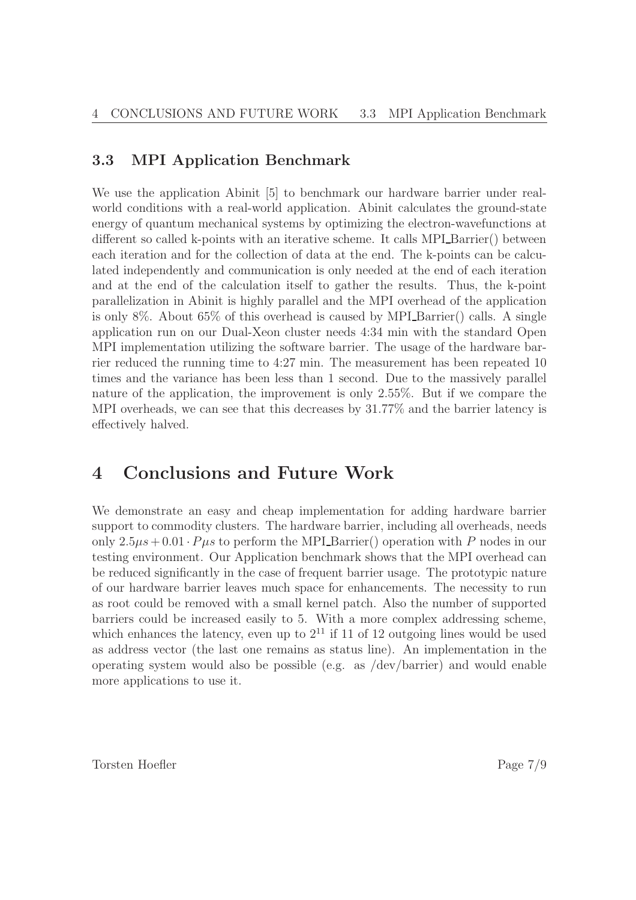### 3.3 MPI Application Benchmark

We use the application Abinit [5] to benchmark our hardware barrier under real-world conditions with a real-world application. Abinit calculates the ground-state energy of quantum mechanical systems by optimizing the electron-wavefunctions at different so called k-points with an iterative scheme. It calls MPI_Barrier() between each iteration and for the collection of data at the end. The k-points can be calculated independently and communication is only needed at the end of each iteration and at the end of the calculation itself to gather the results. Thus, the k-point parallelization in Abinit is highly parallel and the MPI overhead of the application is only 8%. About 65% of this overhead is caused by MPI_Barrier() calls. A single application run on our Dual-Xeon cluster needs 4:34 min with the standard Open MPI implementation utilizing the software barrier. The usage of the hardware barrier reduced the running time to 4:27 min. The measurement has been repeated 10 times and the variance has been less than 1 second. Due to the massively parallel nature of the application, the improvement is only 2.55%. But if we compare the MPI overheads, we can see that this decreases by 31.77% and the barrier latency is effectively halved.

## 4 Conclusions and Future Work

We demonstrate an easy and cheap implementation for adding hardware barrier support to commodity clusters. The hardware barrier, including all overheads, needs only $2.5\mu s + 0.01 \cdot P \mu s$ to perform the MPI_Barrier() operation with $P$ nodes in our testing environment. Our Application benchmark shows that the MPI overhead can be reduced significantly in the case of frequent barrier usage. The prototypic nature of our hardware barrier leaves much space for enhancements. The necessity to run as root could be removed with a small kernel patch. Also the number of supported barriers could be increased easily to 5. With a more complex addressing scheme, which enhances the latency, even up to $2^{11}$ if 11 of 12 outgoing lines would be used as address vector (the last one remains as status line). An implementation in the operating system would also be possible (e.g. as /dev/barrier) and would enable more applications to use it.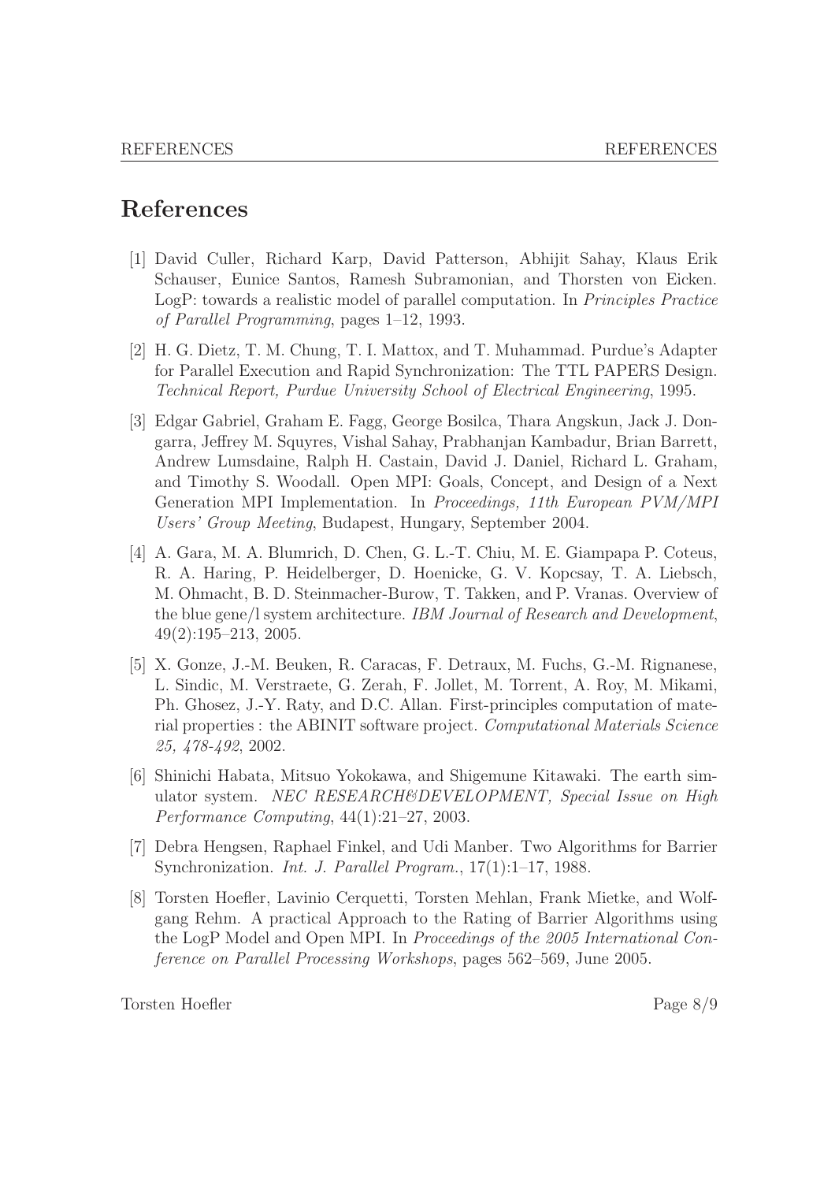# References

[1] David Culler, Richard Karp, David Patterson, Abhijit Sahay, Klaus Erik Schauser, Eunice Santos, Ramesh Subramonian, and Thorsten von Eicken. LogP: towards a realistic model of parallel computation. In *Principles Practice of Parallel Programming*, pages 1–12, 1993.

[2] H. G. Dietz, T. M. Chung, T. I. Mattox, and T. Muhammad. Purdue's Adapter for Parallel Execution and Rapid Synchronization: The TTL PAPERS Design. *Technical Report, Purdue University School of Electrical Engineering*, 1995.

[3] Edgar Gabriel, Graham E. Fagg, George Bosilca, Thara Angskun, Jack J. Dongarra, Jeffrey M. Squyres, Vishal Sahay, Prabhanjan Kambadur, Brian Barrett, Andrew Lumsdaine, Ralph H. Castain, David J. Daniel, Richard L. Graham, and Timothy S. Woodall. Open MPI: Goals, Concept, and Design of a Next Generation MPI Implementation. In *Proceedings, 11th European PVM/MPI Users' Group Meeting*, Budapest, Hungary, September 2004.

[4] A. Gara, M. A. Blumrich, D. Chen, G. L.-T. Chiu, M. E. Giampapa P. Coteus, R. A. Haring, P. Heidelberger, D. Hoenicke, G. V. Kopcsay, T. A. Liebsch, M. Ohmacht, B. D. Steinmacher-Burow, T. Takken, and P. Vranas. Overview of the blue gene/l system architecture. *IBM Journal of Research and Development*, 49(2):195–213, 2005.

[5] X. Gonze, J.-M. Beuken, R. Caracas, F. Detraux, M. Fuchs, G.-M. Rignanese, L. Sindic, M. Verstraete, G. Zerah, F. Jollet, M. Torrent, A. Roy, M. Mikami, Ph. Ghosez, J.-Y. Raty, and D.C. Allan. First-principles computation of material properties : the ABINIT software project. *Computational Materials Science 25, 478-492*, 2002.

[6] Shinichi Habata, Mitsuo Yokokawa, and Shigemune Kitawaki. The earth simulator system. *NEC RESEARCH&DEVELOPMENT, Special Issue on High Performance Computing*, 44(1):21–27, 2003.

[7] Debra Hengsen, Raphael Finkel, and Udi Manber. Two Algorithms for Barrier Synchronization. *Int. J. Parallel Program.*, 17(1):1–17, 1988.

[8] Torsten Hoefler, Lavinio Cerquetti, Torsten Mehlan, Frank Mietke, and Wolfgang Rehm. A practical Approach to the Rating of Barrier Algorithms using the LogP Model and Open MPI. In *Proceedings of the 2005 International Conference on Parallel Processing Workshops*, pages 562–569, June 2005.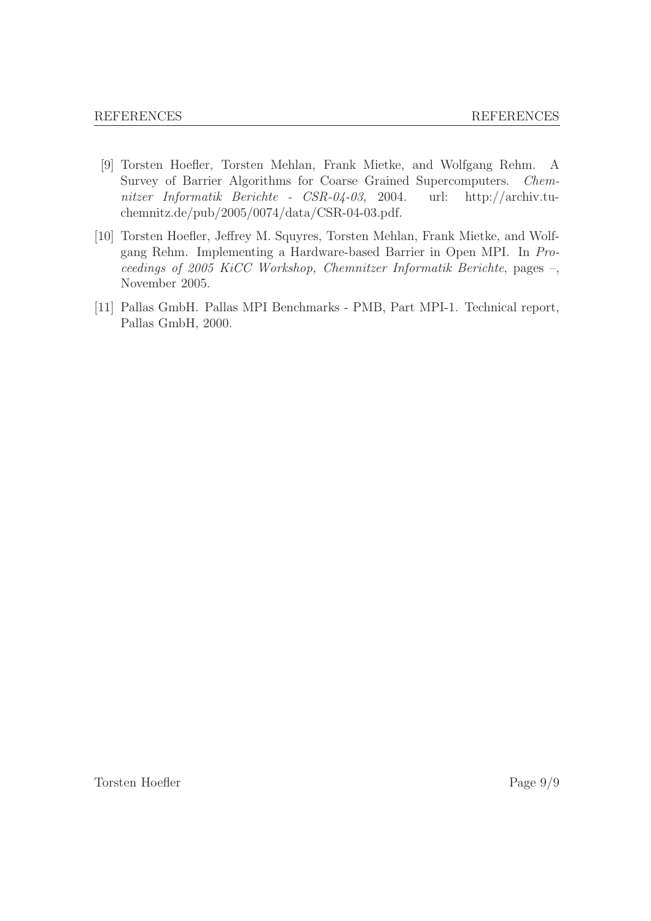[9] Torsten Hoefler, Torsten Mehlan, Frank Mietke, and Wolfgang Rehm. A Survey of Barrier Algorithms for Coarse Grained Supercomputers. *Chemnitzer Informatik Berichte - CSR-04-03*, 2004. url: http://archiv.tu-chemnitz.de/pub/2005/0074/data/CSR-04-03.pdf.

[10] Torsten Hoefler, Jeffrey M. Squyres, Torsten Mehlan, Frank Mietke, and Wolfgang Rehm. Implementing a Hardware-based Barrier in Open MPI. In *Proceedings of 2005 KiCC Workshop, Chemnitzer Informatik Berichte*, pages –, November 2005.

[11] Pallas GmbH. Pallas MPI Benchmarks - PMB, Part MPI-1. Technical report, Pallas GmbH, 2000.